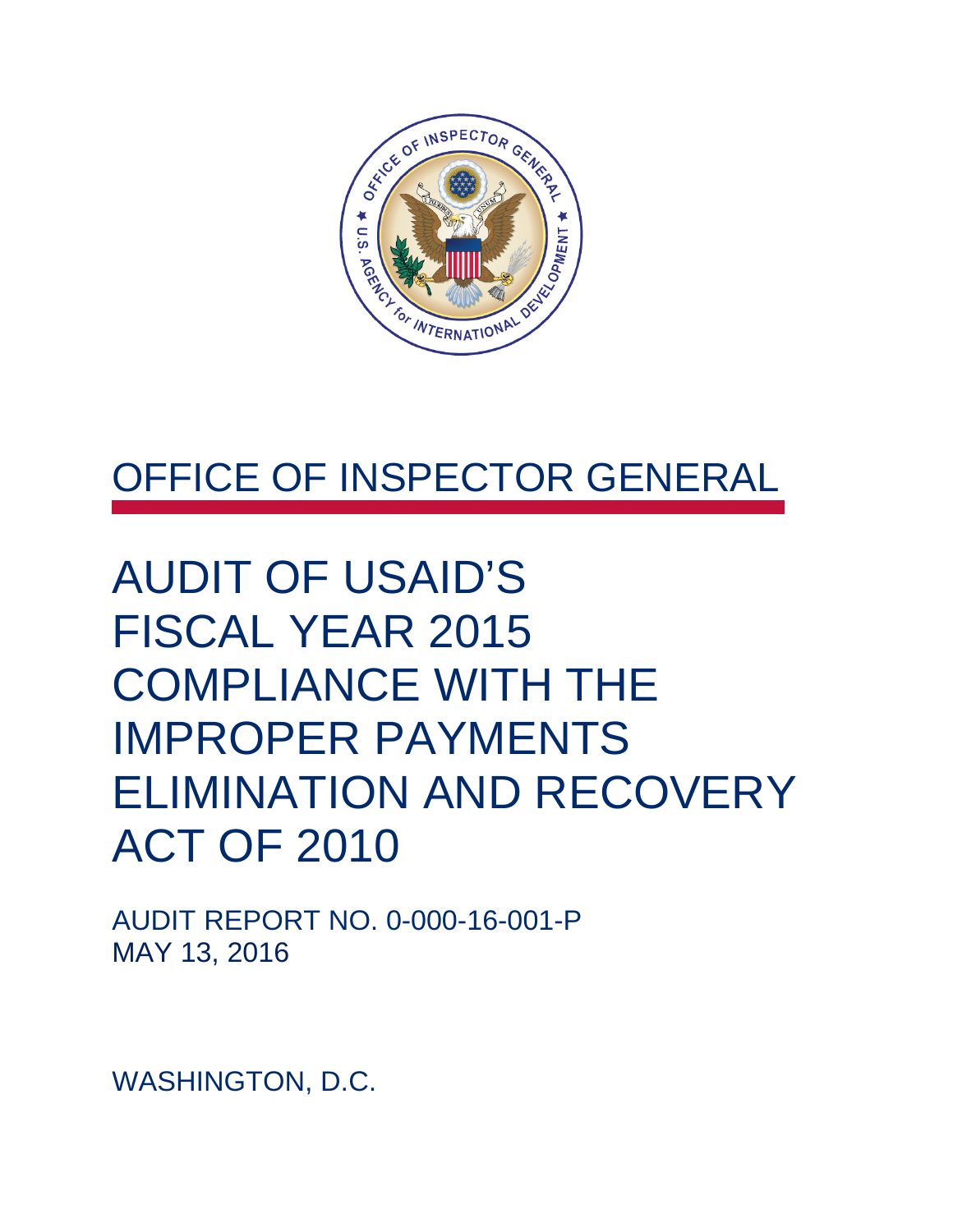# OFFICE OF INSPECTOR GENERAL

# AUDIT OF USAID'S FISCAL YEAR 2015 COMPLIANCE WITH THE IMPROPER PAYMENTS ELIMINATION AND RECOVERY ACT OF 2010

AUDIT REPORT NO. 0-000-16-001-P
MAY 13, 2016

WASHINGTON, D.C.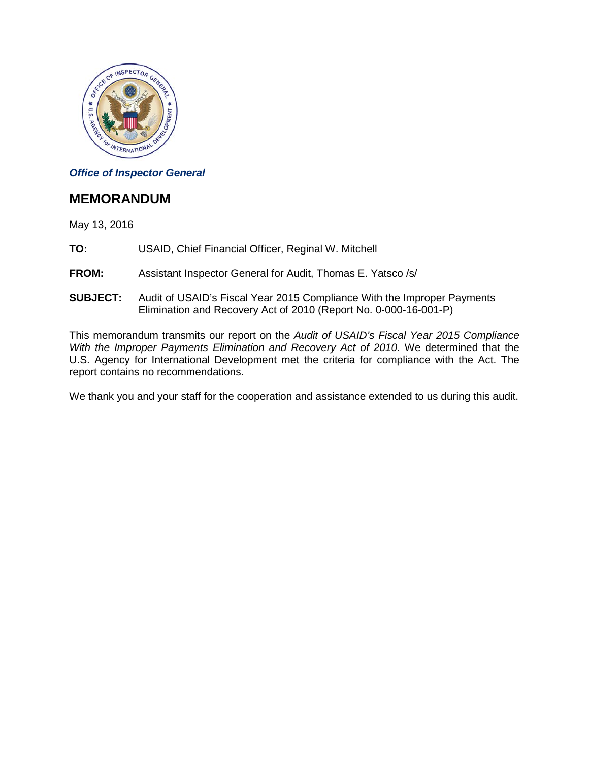*Office of Inspector General*

## MEMORANDUM

May 13, 2016

**TO:** USAID, Chief Financial Officer, Reginal W. Mitchell

**FROM:** Assistant Inspector General for Audit, Thomas E. Yatsco /s/

**SUBJECT:** Audit of USAID's Fiscal Year 2015 Compliance With the Improper Payments Elimination and Recovery Act of 2010 (Report No. 0-000-16-001-P)

This memorandum transmits our report on the *Audit of USAID's Fiscal Year 2015 Compliance With the Improper Payments Elimination and Recovery Act of 2010*. We determined that the U.S. Agency for International Development met the criteria for compliance with the Act. The report contains no recommendations.

We thank you and your staff for the cooperation and assistance extended to us during this audit.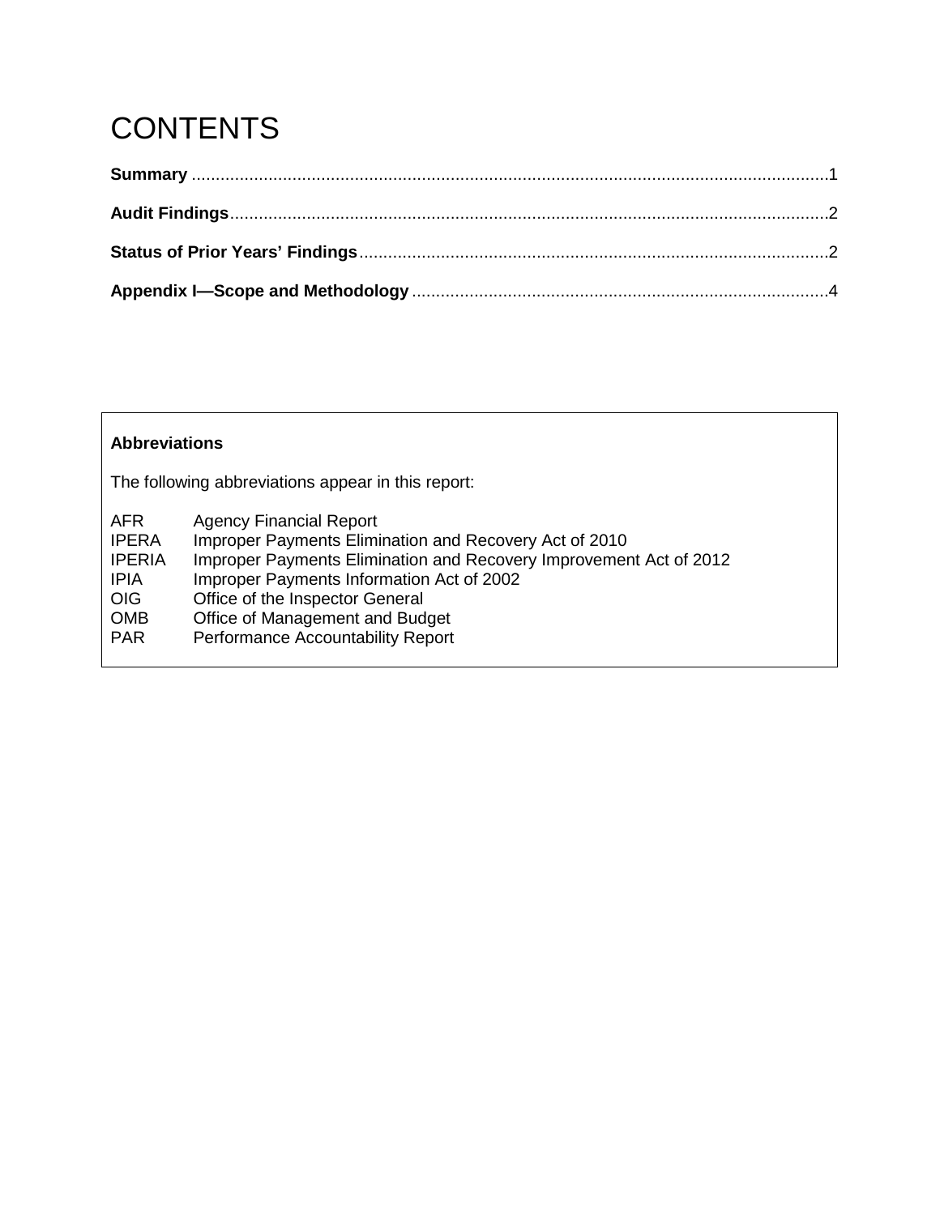# CONTENTS

**Summary** ....................................................................................................................................1

**Audit Findings**............................................................................................................................2

**Status of Prior Years' Findings**..................................................................................................2

**Appendix I—Scope and Methodology**.......................................................................................4

**Abbreviations**

The following abbreviations appear in this report:

| | |
|---|---|
| AFR | Agency Financial Report |
| IPERA | Improper Payments Elimination and Recovery Act of 2010 |
| IPERIA | Improper Payments Elimination and Recovery Improvement Act of 2012 |
| IPIA | Improper Payments Information Act of 2002 |
| OIG | Office of the Inspector General |
| OMB | Office of Management and Budget |
| PAR | Performance Accountability Report |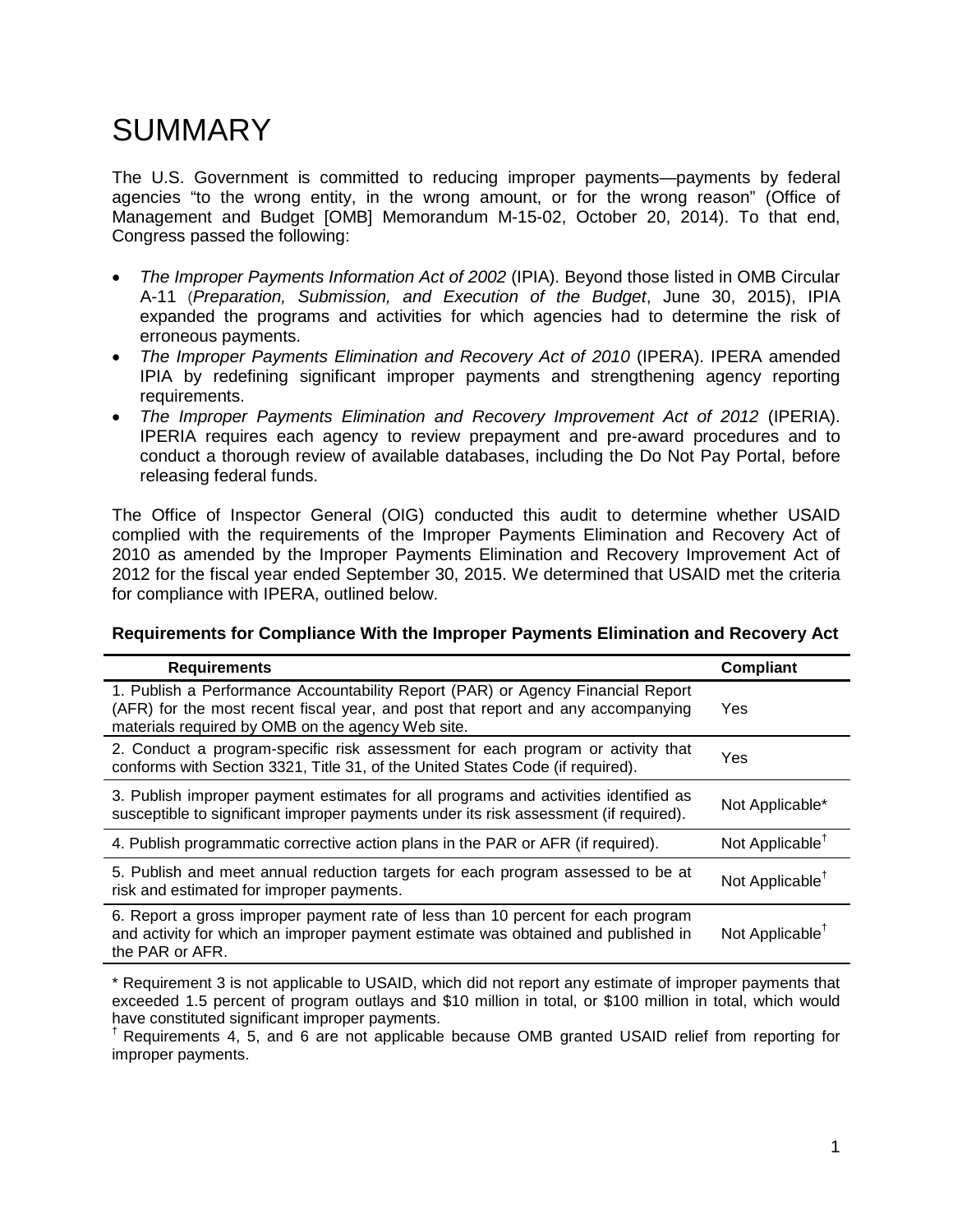// SUMMARY

The U.S. Government is committed to reducing improper payments—payments by federal agencies "to the wrong entity, in the wrong amount, or for the wrong reason" (Office of Management and Budget [OMB] Memorandum M-15-02, October 20, 2014). To that end, Congress passed the following:

- *The Improper Payments Information Act of 2002* (IPIA). Beyond those listed in OMB Circular A-11 (*Preparation, Submission, and Execution of the Budget*, June 30, 2015), IPIA expanded the programs and activities for which agencies had to determine the risk of erroneous payments.
- *The Improper Payments Elimination and Recovery Act of 2010* (IPERA). IPERA amended IPIA by redefining significant improper payments and strengthening agency reporting requirements.
- *The Improper Payments Elimination and Recovery Improvement Act of 2012* (IPERIA). IPERIA requires each agency to review prepayment and pre-award procedures and to conduct a thorough review of available databases, including the Do Not Pay Portal, before releasing federal funds.

The Office of Inspector General (OIG) conducted this audit to determine whether USAID complied with the requirements of the Improper Payments Elimination and Recovery Act of 2010 as amended by the Improper Payments Elimination and Recovery Improvement Act of 2012 for the fiscal year ended September 30, 2015. We determined that USAID met the criteria for compliance with IPERA, outlined below.

**Requirements for Compliance With the Improper Payments Elimination and Recovery Act**

| Requirements | Compliant |
|---|---|
| 1. Publish a Performance Accountability Report (PAR) or Agency Financial Report (AFR) for the most recent fiscal year, and post that report and any accompanying materials required by OMB on the agency Web site. | Yes |
| 2. Conduct a program-specific risk assessment for each program or activity that conforms with Section 3321, Title 31, of the United States Code (if required). | Yes |
| 3. Publish improper payment estimates for all programs and activities identified as susceptible to significant improper payments under its risk assessment (if required). | Not Applicable* |
| 4. Publish programmatic corrective action plans in the PAR or AFR (if required). | Not Applicable† |
| 5. Publish and meet annual reduction targets for each program assessed to be at risk and estimated for improper payments. | Not Applicable† |
| 6. Report a gross improper payment rate of less than 10 percent for each program and activity for which an improper payment estimate was obtained and published in the PAR or AFR. | Not Applicable† |

\* Requirement 3 is not applicable to USAID, which did not report any estimate of improper payments that exceeded 1.5 percent of program outlays and $10 million in total, or $100 million in total, which would have constituted significant improper payments.

† Requirements 4, 5, and 6 are not applicable because OMB granted USAID relief from reporting for improper payments.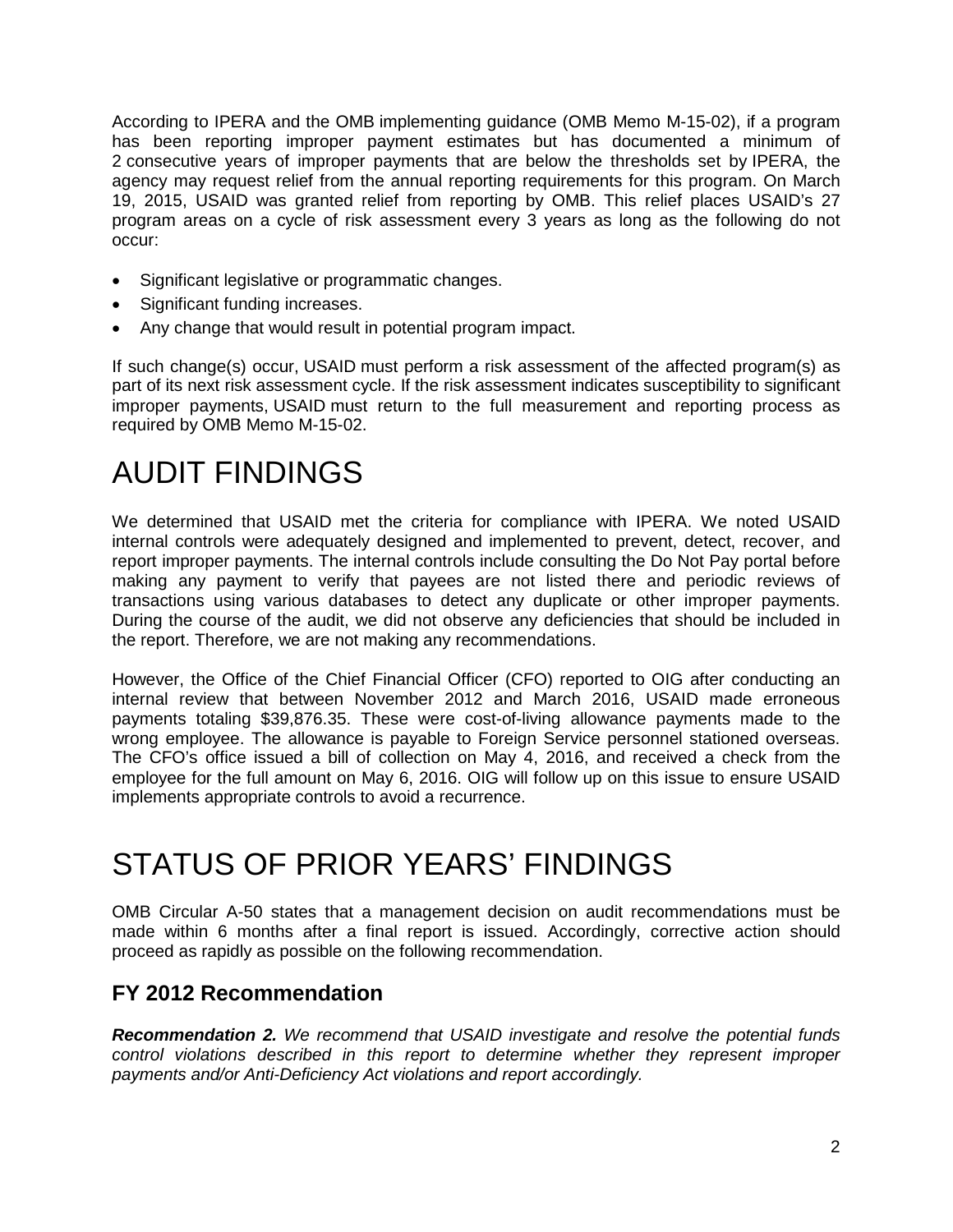According to IPERA and the OMB implementing guidance (OMB Memo M-15-02), if a program has been reporting improper payment estimates but has documented a minimum of 2 consecutive years of improper payments that are below the thresholds set by IPERA, the agency may request relief from the annual reporting requirements for this program. On March 19, 2015, USAID was granted relief from reporting by OMB. This relief places USAID's 27 program areas on a cycle of risk assessment every 3 years as long as the following do not occur:

- Significant legislative or programmatic changes.
- Significant funding increases.
- Any change that would result in potential program impact.

If such change(s) occur, USAID must perform a risk assessment of the affected program(s) as part of its next risk assessment cycle. If the risk assessment indicates susceptibility to significant improper payments, USAID must return to the full measurement and reporting process as required by OMB Memo M-15-02.

# AUDIT FINDINGS

We determined that USAID met the criteria for compliance with IPERA. We noted USAID internal controls were adequately designed and implemented to prevent, detect, recover, and report improper payments. The internal controls include consulting the Do Not Pay portal before making any payment to verify that payees are not listed there and periodic reviews of transactions using various databases to detect any duplicate or other improper payments. During the course of the audit, we did not observe any deficiencies that should be included in the report. Therefore, we are not making any recommendations.

However, the Office of the Chief Financial Officer (CFO) reported to OIG after conducting an internal review that between November 2012 and March 2016, USAID made erroneous payments totaling $39,876.35. These were cost-of-living allowance payments made to the wrong employee. The allowance is payable to Foreign Service personnel stationed overseas. The CFO's office issued a bill of collection on May 4, 2016, and received a check from the employee for the full amount on May 6, 2016. OIG will follow up on this issue to ensure USAID implements appropriate controls to avoid a recurrence.

# STATUS OF PRIOR YEARS' FINDINGS

OMB Circular A-50 states that a management decision on audit recommendations must be made within 6 months after a final report is issued. Accordingly, corrective action should proceed as rapidly as possible on the following recommendation.

## FY 2012 Recommendation

***Recommendation 2.*** *We recommend that USAID investigate and resolve the potential funds control violations described in this report to determine whether they represent improper payments and/or Anti-Deficiency Act violations and report accordingly.*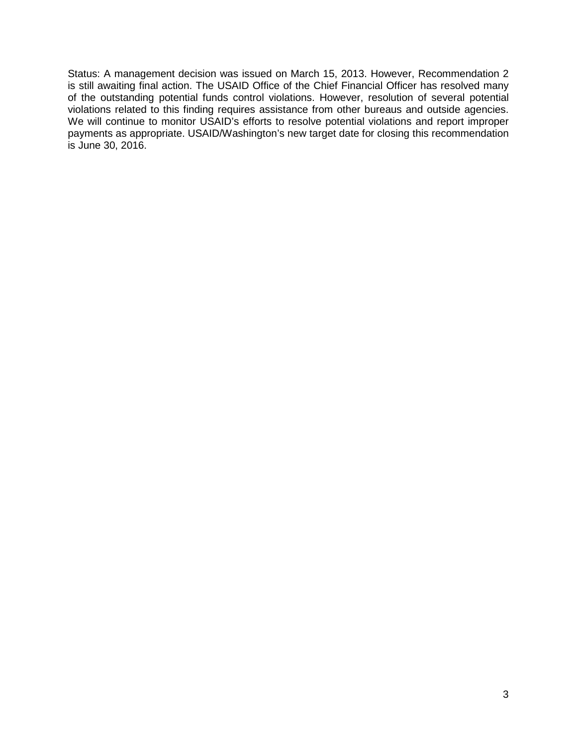Status: A management decision was issued on March 15, 2013. However, Recommendation 2 is still awaiting final action. The USAID Office of the Chief Financial Officer has resolved many of the outstanding potential funds control violations. However, resolution of several potential violations related to this finding requires assistance from other bureaus and outside agencies. We will continue to monitor USAID's efforts to resolve potential violations and report improper payments as appropriate. USAID/Washington's new target date for closing this recommendation is June 30, 2016.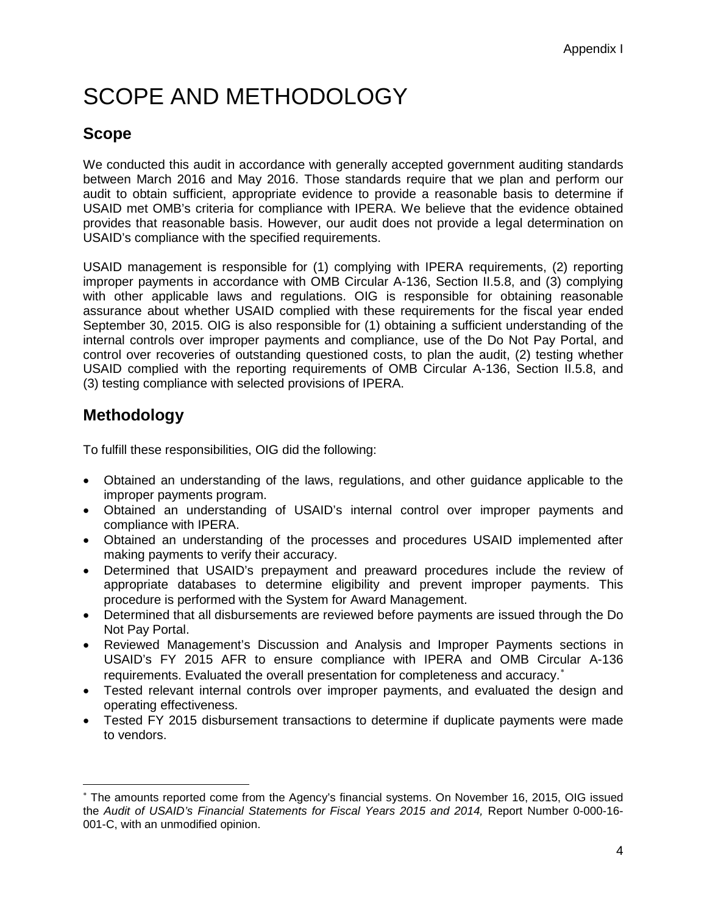Appendix I

# SCOPE AND METHODOLOGY

## Scope

We conducted this audit in accordance with generally accepted government auditing standards between March 2016 and May 2016. Those standards require that we plan and perform our audit to obtain sufficient, appropriate evidence to provide a reasonable basis to determine if USAID met OMB's criteria for compliance with IPERA. We believe that the evidence obtained provides that reasonable basis. However, our audit does not provide a legal determination on USAID's compliance with the specified requirements.

USAID management is responsible for (1) complying with IPERA requirements, (2) reporting improper payments in accordance with OMB Circular A-136, Section II.5.8, and (3) complying with other applicable laws and regulations. OIG is responsible for obtaining reasonable assurance about whether USAID complied with these requirements for the fiscal year ended September 30, 2015. OIG is also responsible for (1) obtaining a sufficient understanding of the internal controls over improper payments and compliance, use of the Do Not Pay Portal, and control over recoveries of outstanding questioned costs, to plan the audit, (2) testing whether USAID complied with the reporting requirements of OMB Circular A-136, Section II.5.8, and (3) testing compliance with selected provisions of IPERA.

## Methodology

To fulfill these responsibilities, OIG did the following:

- Obtained an understanding of the laws, regulations, and other guidance applicable to the improper payments program.
- Obtained an understanding of USAID's internal control over improper payments and compliance with IPERA.
- Obtained an understanding of the processes and procedures USAID implemented after making payments to verify their accuracy.
- Determined that USAID's prepayment and preaward procedures include the review of appropriate databases to determine eligibility and prevent improper payments. This procedure is performed with the System for Award Management.
- Determined that all disbursements are reviewed before payments are issued through the Do Not Pay Portal.
- Reviewed Management's Discussion and Analysis and Improper Payments sections in USAID's FY 2015 AFR to ensure compliance with IPERA and OMB Circular A-136 requirements. Evaluated the overall presentation for completeness and accuracy.[*]
- Tested relevant internal controls over improper payments, and evaluated the design and operating effectiveness.
- Tested FY 2015 disbursement transactions to determine if duplicate payments were made to vendors.

---

[*] The amounts reported come from the Agency's financial systems. On November 16, 2015, OIG issued the *Audit of USAID's Financial Statements for Fiscal Years 2015 and 2014,* Report Number 0-000-16-001-C, with an unmodified opinion.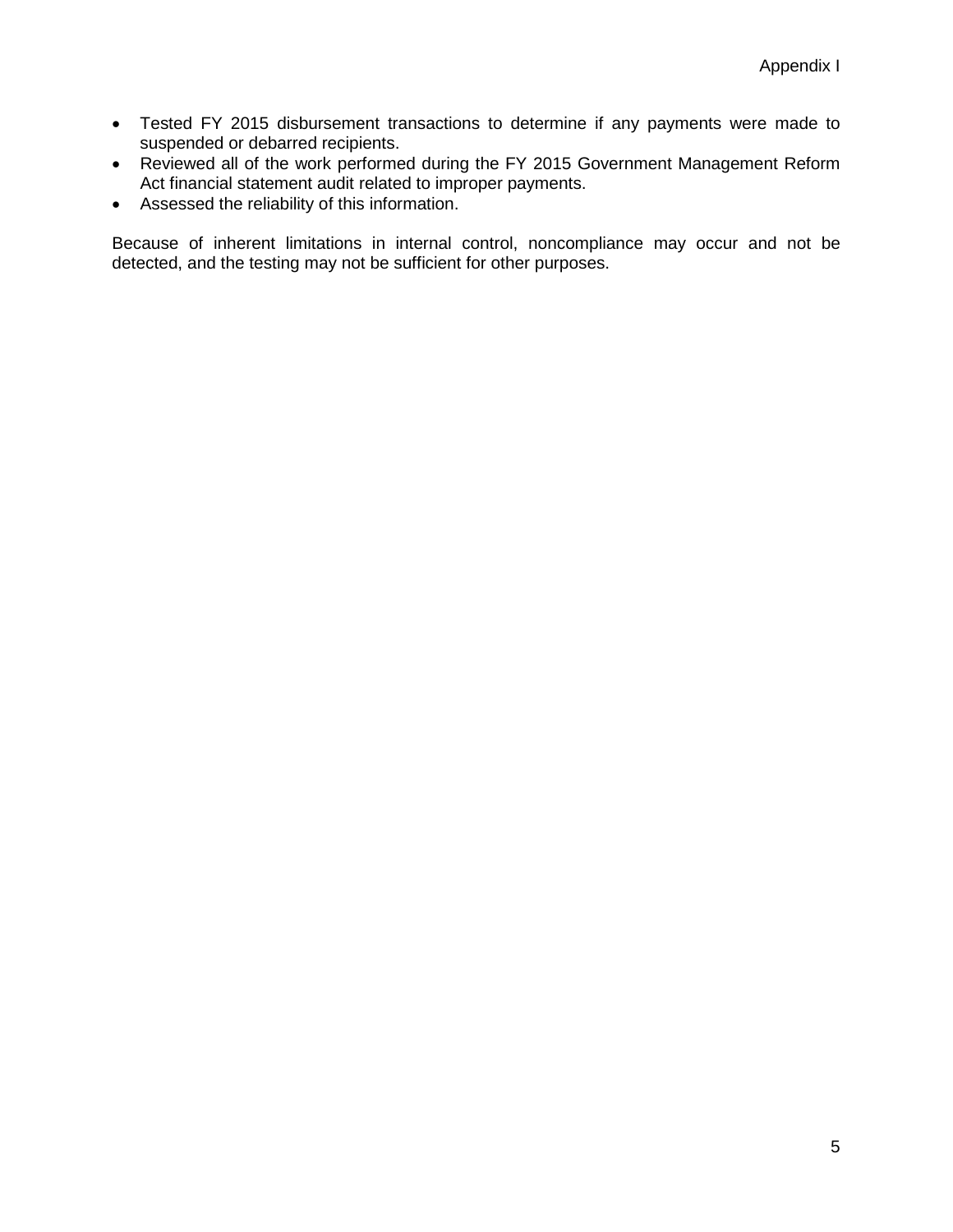- Tested FY 2015 disbursement transactions to determine if any payments were made to suspended or debarred recipients.
- Reviewed all of the work performed during the FY 2015 Government Management Reform Act financial statement audit related to improper payments.
- Assessed the reliability of this information.

Because of inherent limitations in internal control, noncompliance may occur and not be detected, and the testing may not be sufficient for other purposes.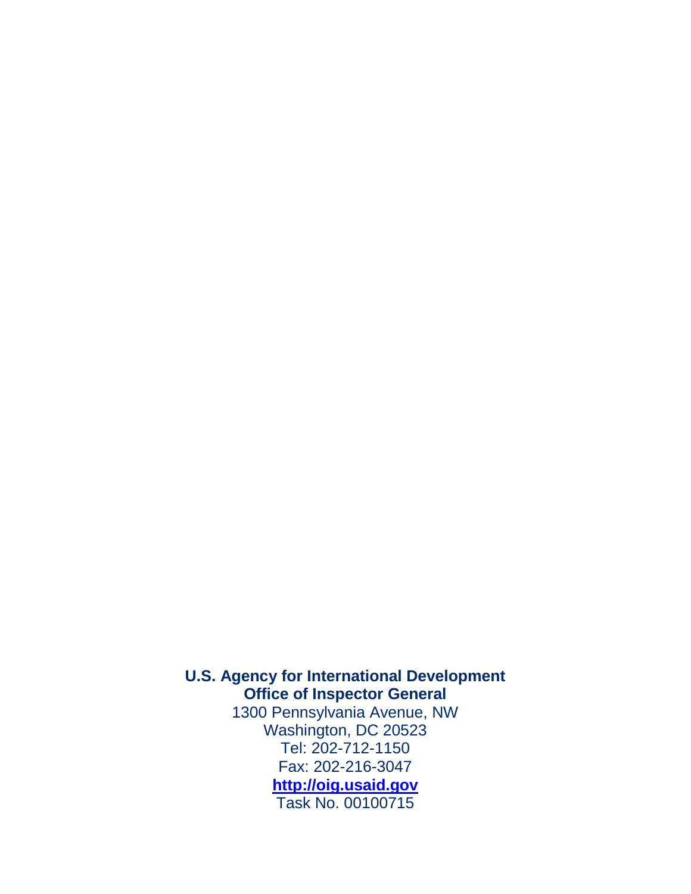**U.S. Agency for International Development**
**Office of Inspector General**
1300 Pennsylvania Avenue, NW
Washington, DC 20523
Tel: 202-712-1150
Fax: 202-216-3047
**http://oig.usaid.gov**
Task No. 00100715